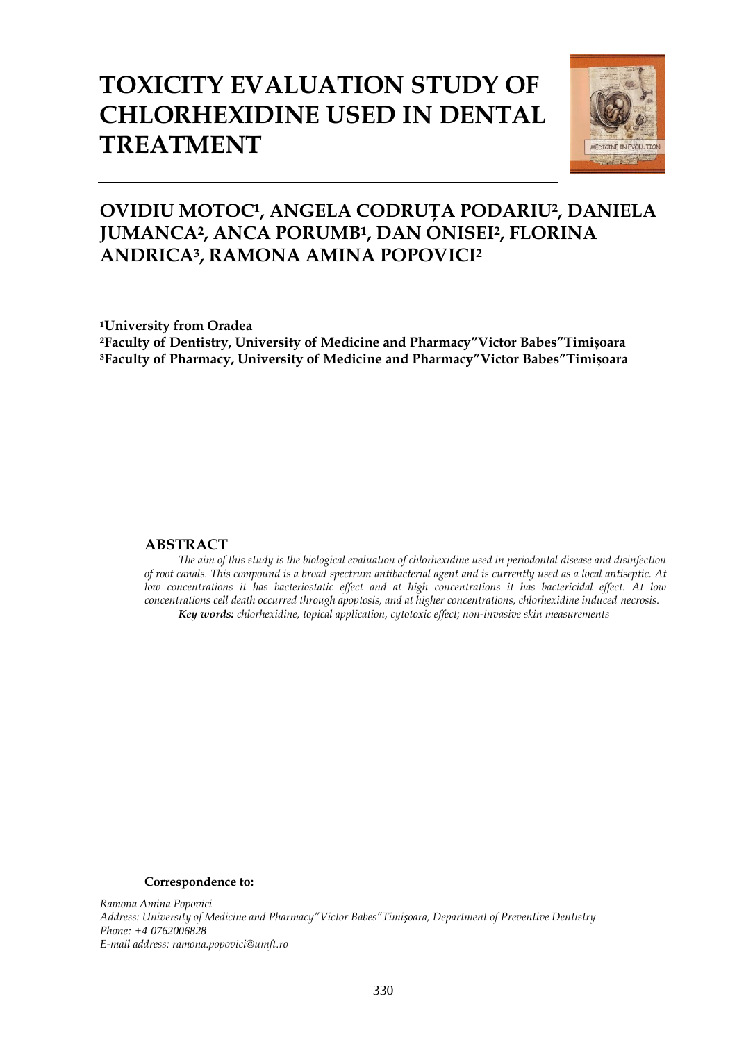# TOXICITY EVALUATION STUDY OF CHLORHEXIDINE USED IN DENTAL TREATMENT

## OVIDIU MOTOC[1], ANGELA CODRUȚA PODARIU[2], DANIELA JUMANCA[2], ANCA PORUMB[1], DAN ONISEI[2], FLORINA ANDRICA[3], RAMONA AMINA POPOVICI[2]

**[1]University from Oradea**
**[2]Faculty of Dentistry, University of Medicine and Pharmacy"Victor Babes"Timișoara**
**[3]Faculty of Pharmacy, University of Medicine and Pharmacy"Victor Babes"Timișoara**

### ABSTRACT

*The aim of this study is the biological evaluation of chlorhexidine used in periodontal disease and disinfection of root canals. This compound is a broad spectrum antibacterial agent and is currently used as a local antiseptic. At low concentrations it has bacteriostatic effect and at high concentrations it has bactericidal effect. At low concentrations cell death occurred through apoptosis, and at higher concentrations, chlorhexidine induced necrosis.*

***Key words:*** *chlorhexidine, topical application, cytotoxic effect; non-invasive skin measurements*

**Correspondence to:**

*Ramona Amina Popovici*
*Address: University of Medicine and Pharmacy"Victor Babes"Timişoara, Department of Preventive Dentistry*
*Phone: +4 0762006828*
*E-mail address: ramona.popovici@umft.ro*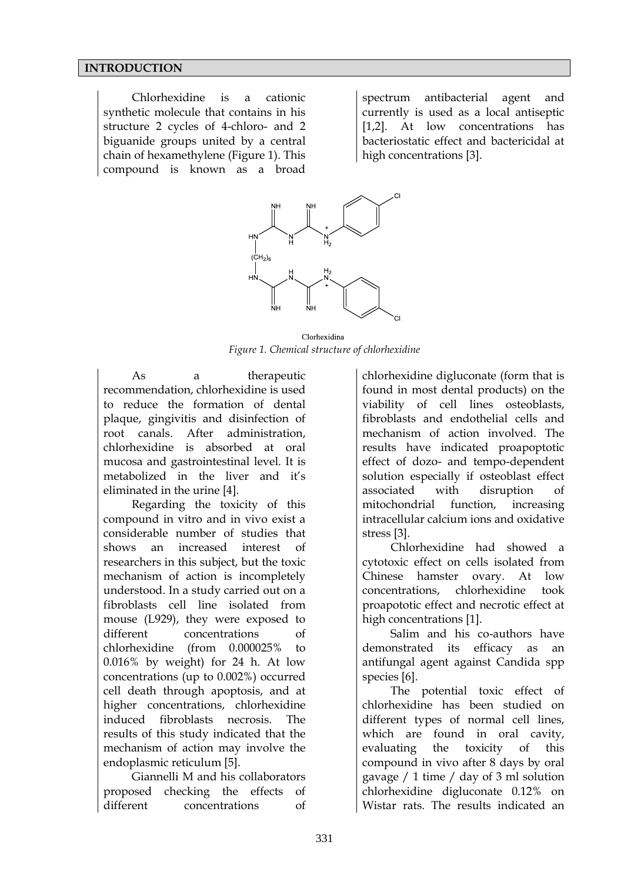## INTRODUCTION

Chlorhexidine is a cationic synthetic molecule that contains in his structure 2 cycles of 4-chloro- and 2 biguanide groups united by a central chain of hexamethylene (Figure 1). This compound is known as a broad spectrum antibacterial agent and currently is used as a local antiseptic [1,2]. At low concentrations has bacteriostatic effect and bactericidal at high concentrations [3].

Clorhexidina

*Figure 1. Chemical structure of chlorhexidine*

As a therapeutic recommendation, chlorhexidine is used to reduce the formation of dental plaque, gingivitis and disinfection of root canals. After administration, chlorhexidine is absorbed at oral mucosa and gastrointestinal level. It is metabolized in the liver and it's eliminated in the urine [4].

Regarding the toxicity of this compound in vitro and in vivo exist a considerable number of studies that shows an increased interest of researchers in this subject, but the toxic mechanism of action is incompletely understood. In a study carried out on a fibroblasts cell line isolated from mouse (L929), they were exposed to different concentrations of chlorhexidine (from 0.000025% to 0.016% by weight) for 24 h. At low concentrations (up to 0.002%) occurred cell death through apoptosis, and at higher concentrations, chlorhexidine induced fibroblasts necrosis. The results of this study indicated that the mechanism of action may involve the endoplasmic reticulum [5].

Giannelli M and his collaborators proposed checking the effects of different concentrations of chlorhexidine digluconate (form that is found in most dental products) on the viability of cell lines osteoblasts, fibroblasts and endothelial cells and mechanism of action involved. The results have indicated proapoptotic effect of dozo- and tempo-dependent solution especially if osteoblast effect associated with disruption of mitochondrial function, increasing intracellular calcium ions and oxidative stress [3].

Chlorhexidine had showed a cytotoxic effect on cells isolated from Chinese hamster ovary. At low concentrations, chlorhexidine took proapototic effect and necrotic effect at high concentrations [1].

Salim and his co-authors have demonstrated its efficacy as an antifungal agent against Candida spp species [6].

The potential toxic effect of chlorhexidine has been studied on different types of normal cell lines, which are found in oral cavity, evaluating the toxicity of this compound in vivo after 8 days by oral gavage / 1 time / day of 3 ml solution chlorhexidine digluconate 0.12% on Wistar rats. The results indicated an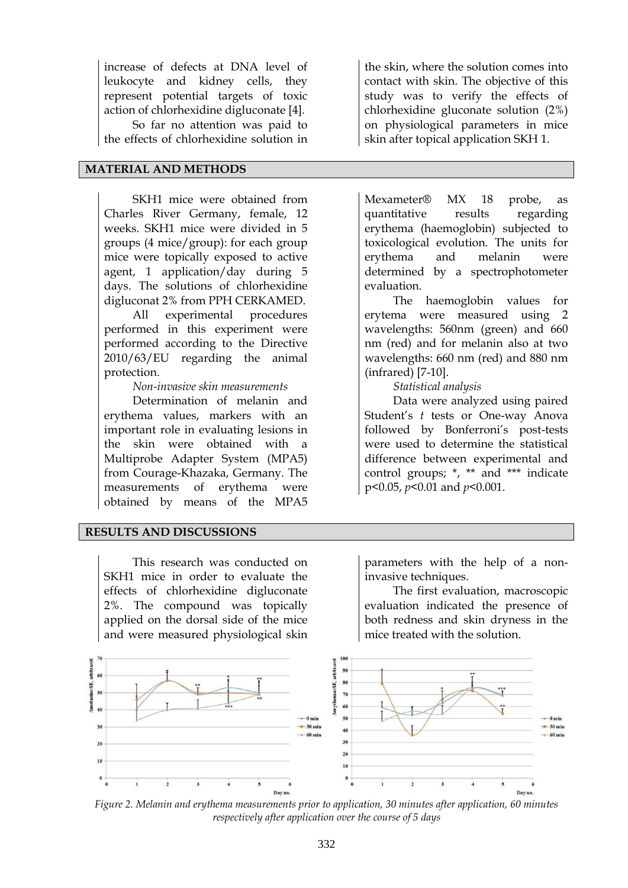increase of defects at DNA level of leukocyte and kidney cells, they represent potential targets of toxic action of chlorhexidine digluconate [4].

So far no attention was paid to the effects of chlorhexidine solution in the skin, where the solution comes into contact with skin. The objective of this study was to verify the effects of chlorhexidine gluconate solution (2%) on physiological parameters in mice skin after topical application SKH 1.

## MATERIAL AND METHODS

SKH1 mice were obtained from Charles River Germany, female, 12 weeks. SKH1 mice were divided in 5 groups (4 mice/group): for each group mice were topically exposed to active agent, 1 application/day during 5 days. The solutions of chlorhexidine digluconat 2% from PPH CERKAMED.

All experimental procedures performed in this experiment were performed according to the Directive 2010/63/EU regarding the animal protection.

*Non-invasive skin measurements*

Determination of melanin and erythema values, markers with an important role in evaluating lesions in the skin were obtained with a Multiprobe Adapter System (MPA5) from Courage-Khazaka, Germany. The measurements of erythema were obtained by means of the MPA5 Mexameter® MX 18 probe, as quantitative results regarding erythema (haemoglobin) subjected to toxicological evolution. The units for erythema and melanin were determined by a spectrophotometer evaluation.

The haemoglobin values for erytema were measured using 2 wavelengths: 560nm (green) and 660 nm (red) and for melanin also at two wavelengths: 660 nm (red) and 880 nm (infrared) [7-10].

*Statistical analysis*

Data were analyzed using paired Student's *t* tests or One-way Anova followed by Bonferroni's post-tests were used to determine the statistical difference between experimental and control groups; *, ** and *** indicate $p<0.05$, $p<0.01$ and $p<0.001$.

## RESULTS AND DISCUSSIONS

This research was conducted on SKH1 mice in order to evaluate the effects of chlorhexidine digluconate 2%. The compound was topically applied on the dorsal side of the mice and were measured physiological skin parameters with the help of a non-invasive techniques.

The first evaluation, macroscopic evaluation indicated the presence of both redness and skin dryness in the mice treated with the solution.

*Figure 2. Melanin and erythema measurements prior to application, 30 minutes after application, 60 minutes respectively after application over the course of 5 days*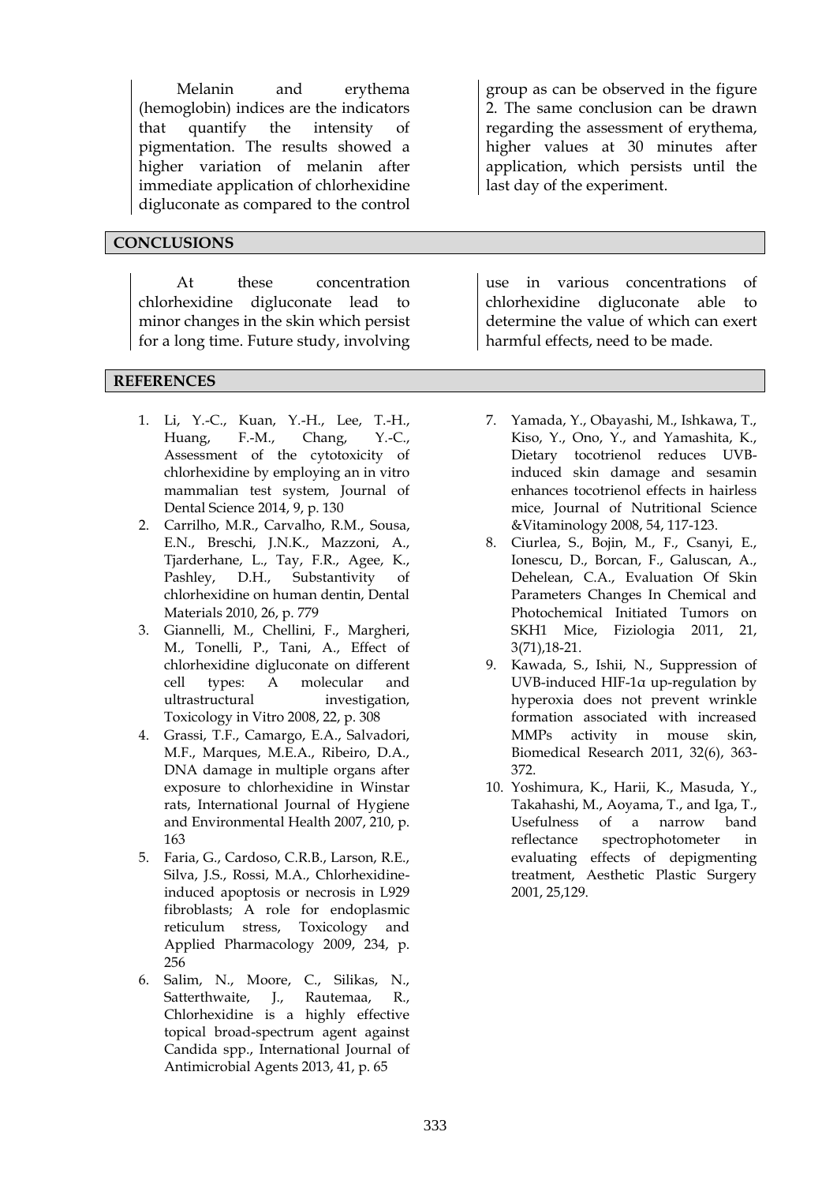Melanin and erythema (hemoglobin) indices are the indicators that quantify the intensity of pigmentation. The results showed a higher variation of melanin after immediate application of chlorhexidine digluconate as compared to the control group as can be observed in the figure 2. The same conclusion can be drawn regarding the assessment of erythema, higher values at 30 minutes after application, which persists until the last day of the experiment.

## CONCLUSIONS

At these concentration chlorhexidine digluconate lead to minor changes in the skin which persist for a long time. Future study, involving use in various concentrations of chlorhexidine digluconate able to determine the value of which can exert harmful effects, need to be made.

## REFERENCES

1. Li, Y.-C., Kuan, Y.-H., Lee, T.-H., Huang, F.-M., Chang, Y.-C., Assessment of the cytotoxicity of chlorhexidine by employing an in vitro mammalian test system, Journal of Dental Science 2014, 9, p. 130
2. Carrilho, M.R., Carvalho, R.M., Sousa, E.N., Breschi, J.N.K., Mazzoni, A., Tjarderhane, L., Tay, F.R., Agee, K., Pashley, D.H., Substantivity of chlorhexidine on human dentin, Dental Materials 2010, 26, p. 779
3. Giannelli, M., Chellini, F., Margheri, M., Tonelli, P., Tani, A., Effect of chlorhexidine digluconate on different cell types: A molecular and ultrastructural investigation, Toxicology in Vitro 2008, 22, p. 308
4. Grassi, T.F., Camargo, E.A., Salvadori, M.F., Marques, M.E.A., Ribeiro, D.A., DNA damage in multiple organs after exposure to chlorhexidine in Winstar rats, International Journal of Hygiene and Environmental Health 2007, 210, p. 163
5. Faria, G., Cardoso, C.R.B., Larson, R.E., Silva, J.S., Rossi, M.A., Chlorhexidine-induced apoptosis or necrosis in L929 fibroblasts; A role for endoplasmic reticulum stress, Toxicology and Applied Pharmacology 2009, 234, p. 256
6. Salim, N., Moore, C., Silikas, N., Satterthwaite, J., Rautemaa, R., Chlorhexidine is a highly effective topical broad-spectrum agent against Candida spp., International Journal of Antimicrobial Agents 2013, 41, p. 65
7. Yamada, Y., Obayashi, M., Ishkawa, T., Kiso, Y., Ono, Y., and Yamashita, K., Dietary tocotrienol reduces UVB-induced skin damage and sesamin enhances tocotrienol effects in hairless mice, Journal of Nutritional Science &Vitaminology 2008, 54, 117-123.
8. Ciurlea, S., Bojin, M., F., Csanyi, E., Ionescu, D., Borcan, F., Galuscan, A., Dehelean, C.A., Evaluation Of Skin Parameters Changes In Chemical and Photochemical Initiated Tumors on SKH1 Mice, Fiziologia 2011, 21, 3(71),18-21.
9. Kawada, S., Ishii, N., Suppression of UVB-induced HIF-1α up-regulation by hyperoxia does not prevent wrinkle formation associated with increased MMPs activity in mouse skin, Biomedical Research 2011, 32(6), 363-372.
10. Yoshimura, K., Harii, K., Masuda, Y., Takahashi, M., Aoyama, T., and Iga, T., Usefulness of a narrow band reflectance spectrophotometer in evaluating effects of depigmenting treatment, Aesthetic Plastic Surgery 2001, 25,129.